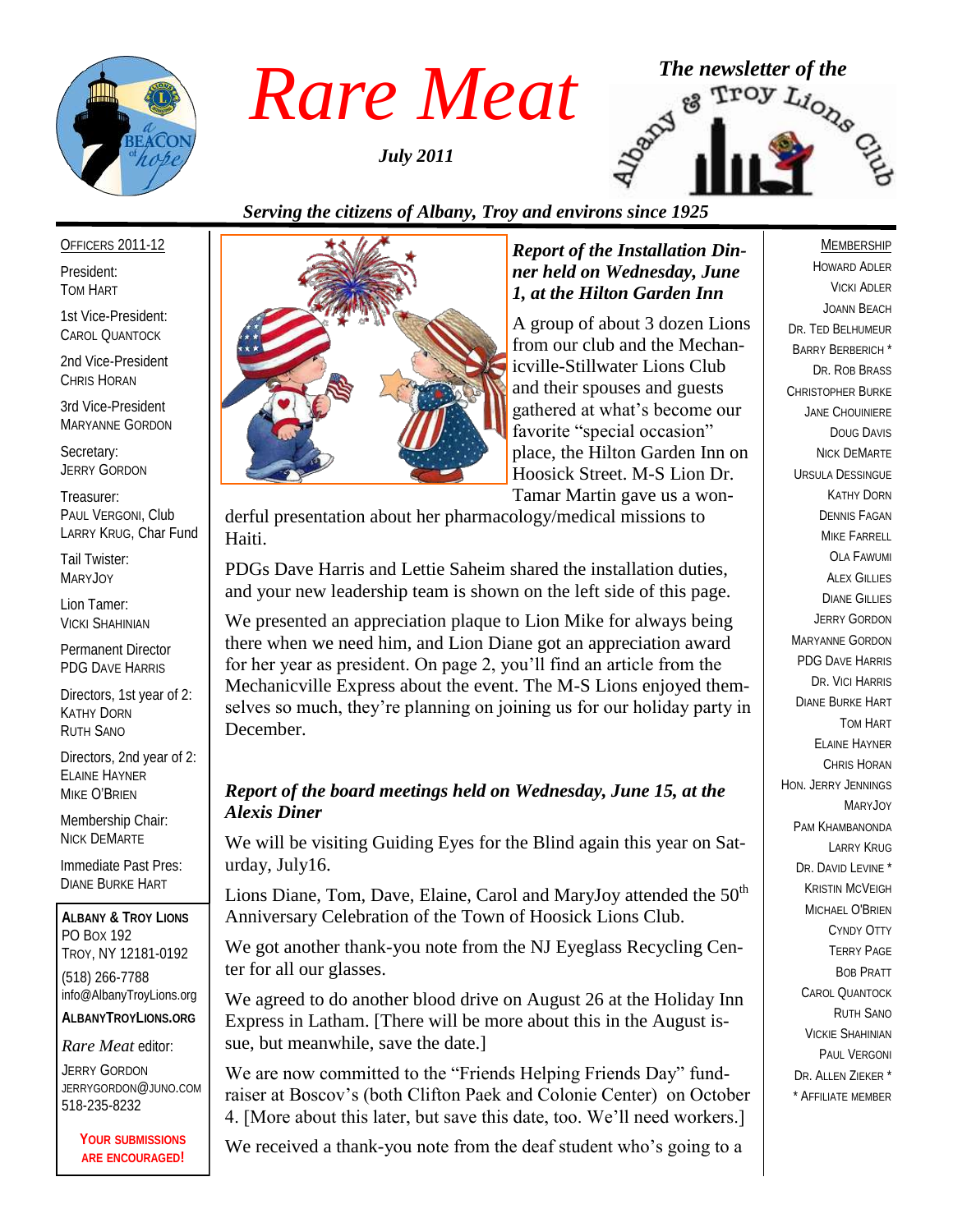# Rare Meat

*July 2011*

*The newsletter of the* Albany & Troy Lions Club

*Serving the citizens of Albany, Troy and environs since 1925*

OFFICERS 2011-12

President:
TOM HART

1st Vice-President:
CAROL QUANTOCK

2nd Vice-President
CHRIS HORAN

3rd Vice-President
MARYANNE GORDON

Secretary:
JERRY GORDON

Treasurer:
PAUL VERGONI, Club
LARRY KRUG, Char Fund

Tail Twister:
MARYJOY

Lion Tamer:
VICKI SHAHINIAN

Permanent Director
PDG DAVE HARRIS

Directors, 1st year of 2:
KATHY DORN
RUTH SANO

Directors, 2nd year of 2:
ELAINE HAYNER
MIKE O'BRIEN

Membership Chair:
NICK DEMARTE

Immediate Past Pres:
DIANE BURKE HART

**ALBANY & TROY LIONS**
PO BOX 192
TROY, NY 12181-0192
(518) 266-7788
info@AlbanyTroyLions.org
**ALBANYTROYLIONS.ORG**

*Rare Meat* editor:
JERRY GORDON
JERRYGORDON@JUNO.COM
518-235-8232

**YOUR SUBMISSIONS ARE ENCOURAGED!**

### *Report of the Installation Dinner held on Wednesday, June 1, at the Hilton Garden Inn*

A group of about 3 dozen Lions from our club and the Mechanicville-Stillwater Lions Club and their spouses and guests gathered at what's become our favorite "special occasion" place, the Hilton Garden Inn on Hoosick Street. M-S Lion Dr. Tamar Martin gave us a wonderful presentation about her pharmacology/medical missions to Haiti.

PDGs Dave Harris and Lettie Saheim shared the installation duties, and your new leadership team is shown on the left side of this page.

We presented an appreciation plaque to Lion Mike for always being there when we need him, and Lion Diane got an appreciation award for her year as president. On page 2, you'll find an article from the Mechanicville Express about the event. The M-S Lions enjoyed themselves so much, they're planning on joining us for our holiday party in December.

### *Report of the board meetings held on Wednesday, June 15, at the Alexis Diner*

We will be visiting Guiding Eyes for the Blind again this year on Saturday, July16.

Lions Diane, Tom, Dave, Elaine, Carol and MaryJoy attended the 50th Anniversary Celebration of the Town of Hoosick Lions Club.

We got another thank-you note from the NJ Eyeglass Recycling Center for all our glasses.

We agreed to do another blood drive on August 26 at the Holiday Inn Express in Latham. [There will be more about this in the August issue, but meanwhile, save the date.]

We are now committed to the "Friends Helping Friends Day" fundraiser at Boscov's (both Clifton Paek and Colonie Center) on October 4. [More about this later, but save this date, too. We'll need workers.]

We received a thank-you note from the deaf student who's going to a

MEMBERSHIP

HOWARD ADLER
VICKI ADLER
JOANN BEACH
DR. TED BELHUMEUR
BARRY BERBERICH *
DR. ROB BRASS
CHRISTOPHER BURKE
JANE CHOUINIERE
DOUG DAVIS
NICK DEMARTE
URSULA DESSINGUE
KATHY DORN
DENNIS FAGAN
MIKE FARRELL
OLA FAWUMI
ALEX GILLIES
DIANE GILLIES
JERRY GORDON
MARYANNE GORDON
PDG DAVE HARRIS
DR. VICI HARRIS
DIANE BURKE HART
TOM HART
ELAINE HAYNER
CHRIS HORAN
HON. JERRY JENNINGS
MARYJOY
PAM KHAMBANONDA
LARRY KRUG
DR. DAVID LEVINE *
KRISTIN MCVEIGH
MICHAEL O'BRIEN
CYNDY OTTY
TERRY PAGE
BOB PRATT
CAROL QUANTOCK
RUTH SANO
VICKIE SHAHINIAN
PAUL VERGONI
DR. ALLEN ZIEKER *
* AFFILIATE MEMBER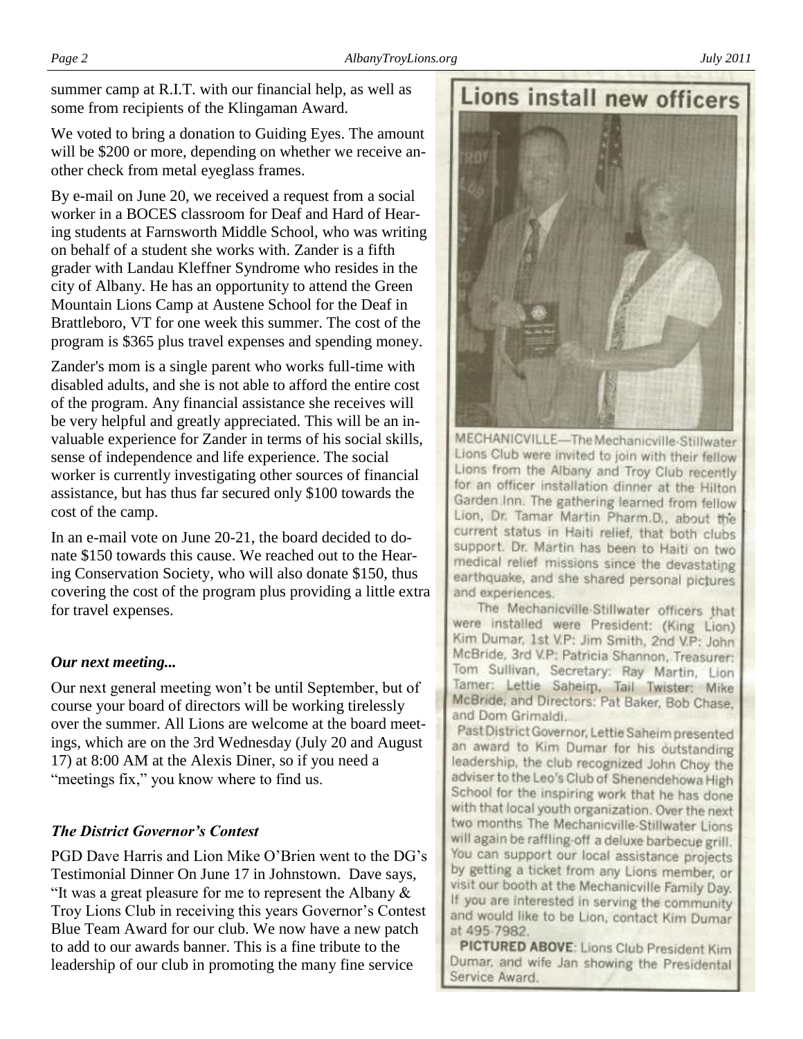summer camp at R.I.T. with our financial help, as well as some from recipients of the Klingaman Award.

We voted to bring a donation to Guiding Eyes. The amount will be $200 or more, depending on whether we receive another check from metal eyeglass frames.

By e-mail on June 20, we received a request from a social worker in a BOCES classroom for Deaf and Hard of Hearing students at Farnsworth Middle School, who was writing on behalf of a student she works with. Zander is a fifth grader with Landau Kleffner Syndrome who resides in the city of Albany. He has an opportunity to attend the Green Mountain Lions Camp at Austene School for the Deaf in Brattleboro, VT for one week this summer. The cost of the program is $365 plus travel expenses and spending money.

Zander's mom is a single parent who works full-time with disabled adults, and she is not able to afford the entire cost of the program. Any financial assistance she receives will be very helpful and greatly appreciated. This will be an invaluable experience for Zander in terms of his social skills, sense of independence and life experience. The social worker is currently investigating other sources of financial assistance, but has thus far secured only $100 towards the cost of the camp.

In an e-mail vote on June 20-21, the board decided to donate $150 towards this cause. We reached out to the Hearing Conservation Society, who will also donate $150, thus covering the cost of the program plus providing a little extra for travel expenses.

### *Our next meeting...*

Our next general meeting won't be until September, but of course your board of directors will be working tirelessly over the summer. All Lions are welcome at the board meetings, which are on the 3rd Wednesday (July 20 and August 17) at 8:00 AM at the Alexis Diner, so if you need a "meetings fix," you know where to find us.

### *The District Governor's Contest*

PGD Dave Harris and Lion Mike O'Brien went to the DG's Testimonial Dinner On June 17 in Johnstown. Dave says, "It was a great pleasure for me to represent the Albany & Troy Lions Club in receiving this years Governor's Contest Blue Team Award for our club. We now have a new patch to add to our awards banner. This is a fine tribute to the leadership of our club in promoting the many fine service

## Lions install new officers

MECHANICVILLE—The Mechanicville-Stillwater Lions Club were invited to join with their fellow Lions from the Albany and Troy Club recently for an officer installation dinner at the Hilton Garden Inn. The gathering learned from fellow Lion, Dr. Tamar Martin Pharm.D., about the current status in Haiti relief, that both clubs support. Dr. Martin has been to Haiti on two medical relief missions since the devastating earthquake, and she shared personal pictures and experiences.

The Mechanicville-Stillwater officers that were installed were President: (King Lion) Kim Dumar, 1st V.P: Jim Smith, 2nd V.P: John McBride, 3rd V.P: Patricia Shannon, Treasurer: Tom Sullivan, Secretary: Ray Martin, Lion Tamer: Lettie Saheim, Tail Twister: Mike McBride, and Directors: Pat Baker, Bob Chase, and Dom Grimaldi.

Past District Governor, Lettie Saheim presented an award to Kim Dumar for his outstanding leadership, the club recognized John Choy the adviser to the Leo's Club of Shenendehowa High School for the inspiring work that he has done with that local youth organization. Over the next two months The Mechanicville-Stillwater Lions will again be raffling-off a deluxe barbecue grill. You can support our local assistance projects by getting a ticket from any Lions member, or visit our booth at the Mechanicville Family Day. If you are interested in serving the community and would like to be Lion, contact Kim Dumar at 495-7982.

**PICTURED ABOVE**: Lions Club President Kim Dumar, and wife Jan showing the Presidental Service Award.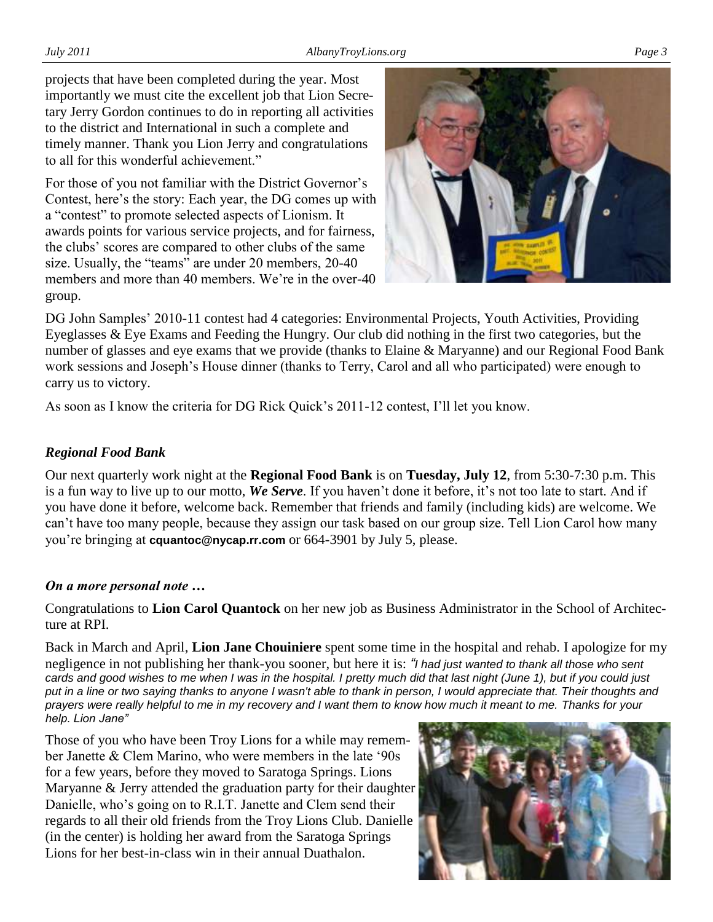projects that have been completed during the year. Most importantly we must cite the excellent job that Lion Secretary Jerry Gordon continues to do in reporting all activities to the district and International in such a complete and timely manner. Thank you Lion Jerry and congratulations to all for this wonderful achievement."

For those of you not familiar with the District Governor's Contest, here's the story: Each year, the DG comes up with a "contest" to promote selected aspects of Lionism. It awards points for various service projects, and for fairness, the clubs' scores are compared to other clubs of the same size. Usually, the "teams" are under 20 members, 20-40 members and more than 40 members. We're in the over-40 group.

DG John Samples' 2010-11 contest had 4 categories: Environmental Projects, Youth Activities, Providing Eyeglasses & Eye Exams and Feeding the Hungry. Our club did nothing in the first two categories, but the number of glasses and eye exams that we provide (thanks to Elaine & Maryanne) and our Regional Food Bank work sessions and Joseph's House dinner (thanks to Terry, Carol and all who participated) were enough to carry us to victory.

As soon as I know the criteria for DG Rick Quick's 2011-12 contest, I'll let you know.

### *Regional Food Bank*

Our next quarterly work night at the **Regional Food Bank** is on **Tuesday, July 12**, from 5:30-7:30 p.m. This is a fun way to live up to our motto, ***We Serve***. If you haven't done it before, it's not too late to start. And if you have done it before, welcome back. Remember that friends and family (including kids) are welcome. We can't have too many people, because they assign our task based on our group size. Tell Lion Carol how many you're bringing at **cquantoc@nycap.rr.com** or 664-3901 by July 5, please.

### *On a more personal note …*

Congratulations to **Lion Carol Quantock** on her new job as Business Administrator in the School of Architecture at RPI.

Back in March and April, **Lion Jane Chouiniere** spent some time in the hospital and rehab. I apologize for my negligence in not publishing her thank-you sooner, but here it is: *"I had just wanted to thank all those who sent cards and good wishes to me when I was in the hospital. I pretty much did that last night (June 1), but if you could just put in a line or two saying thanks to anyone I wasn't able to thank in person, I would appreciate that. Their thoughts and prayers were really helpful to me in my recovery and I want them to know how much it meant to me. Thanks for your help. Lion Jane"*

Those of you who have been Troy Lions for a while may remember Janette & Clem Marino, who were members in the late '90s for a few years, before they moved to Saratoga Springs. Lions Maryanne & Jerry attended the graduation party for their daughter Danielle, who's going on to R.I.T. Janette and Clem send their regards to all their old friends from the Troy Lions Club. Danielle (in the center) is holding her award from the Saratoga Springs Lions for her best-in-class win in their annual Duathalon.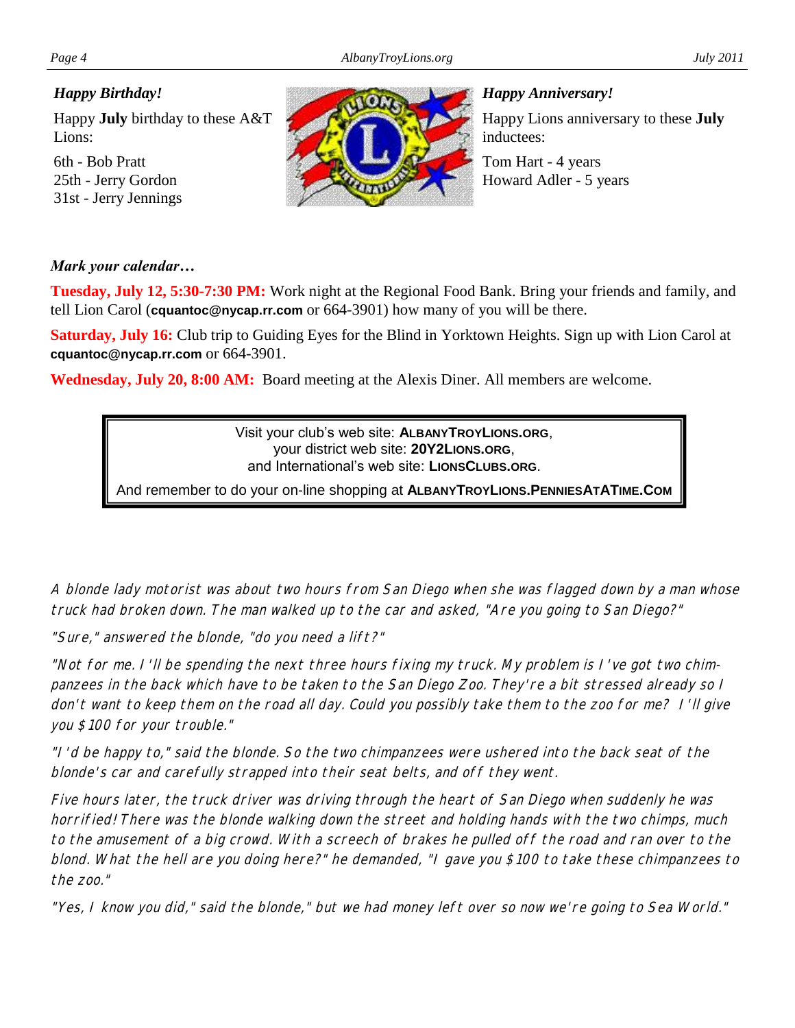*Happy Birthday!*

Happy **July** birthday to these A&T Lions:

6th - Bob Pratt
25th - Jerry Gordon
31st - Jerry Jennings

*Happy Anniversary!*

Happy Lions anniversary to these **July** inductees:

Tom Hart - 4 years
Howard Adler - 5 years

*Mark your calendar…*

**Tuesday, July 12, 5:30-7:30 PM:** Work night at the Regional Food Bank. Bring your friends and family, and tell Lion Carol (**cquantoc@nycap.rr.com** or 664-3901) how many of you will be there.

**Saturday, July 16:** Club trip to Guiding Eyes for the Blind in Yorktown Heights. Sign up with Lion Carol at **cquantoc@nycap.rr.com** or 664-3901.

**Wednesday, July 20, 8:00 AM:** Board meeting at the Alexis Diner. All members are welcome.

> Visit your club's web site: **ALBANYTROYLIONS.ORG**,
> your district web site: **20Y2LIONS.ORG**,
> and International's web site: **LIONSCLUBS.ORG**.
>
> And remember to do your on-line shopping at **ALBANYTROYLIONS.PENNIESATATIME.COM**

*A blonde lady motorist was about two hours from San Diego when she was flagged down by a man whose truck had broken down. The man walked up to the car and asked, "Are you going to San Diego?"*

*"Sure," answered the blonde, "do you need a lift?"*

*"Not for me. I'll be spending the next three hours fixing my truck. My problem is I've got two chimpanzees in the back which have to be taken to the San Diego Zoo. They're a bit stressed already so I don't want to keep them on the road all day. Could you possibly take them to the zoo for me? I'll give you $100 for your trouble."*

*"I'd be happy to," said the blonde. So the two chimpanzees were ushered into the back seat of the blonde's car and carefully strapped into their seat belts, and off they went.*

*Five hours later, the truck driver was driving through the heart of San Diego when suddenly he was horrified! There was the blonde walking down the street and holding hands with the two chimps, much to the amusement of a big crowd. With a screech of brakes he pulled off the road and ran over to the blond. What the hell are you doing here?" he demanded, "I gave you $100 to take these chimpanzees to the zoo."*

*"Yes, I know you did," said the blonde," but we had money left over so now we're going to Sea World."*